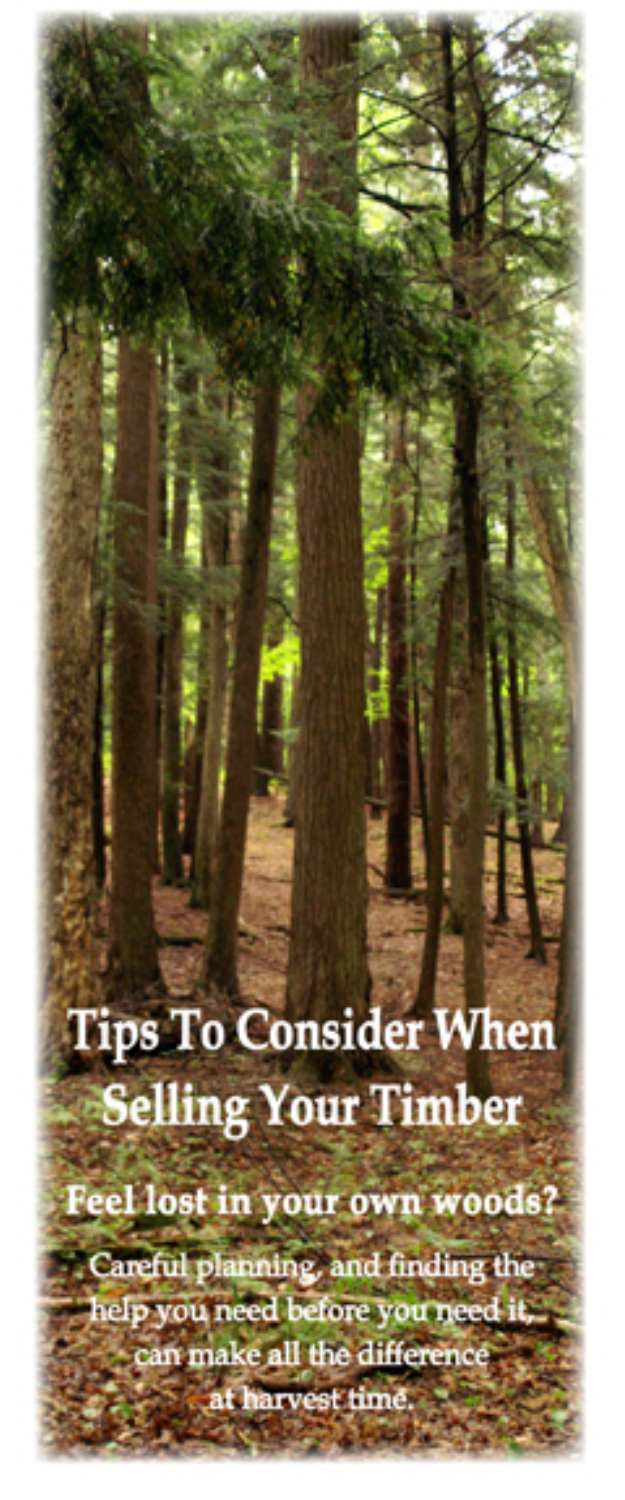# Tips To Consider When Selling Your Timber

## Feel lost in your own woods?

Careful planning, and finding the help you need before you need it, can make all the difference at harvest time.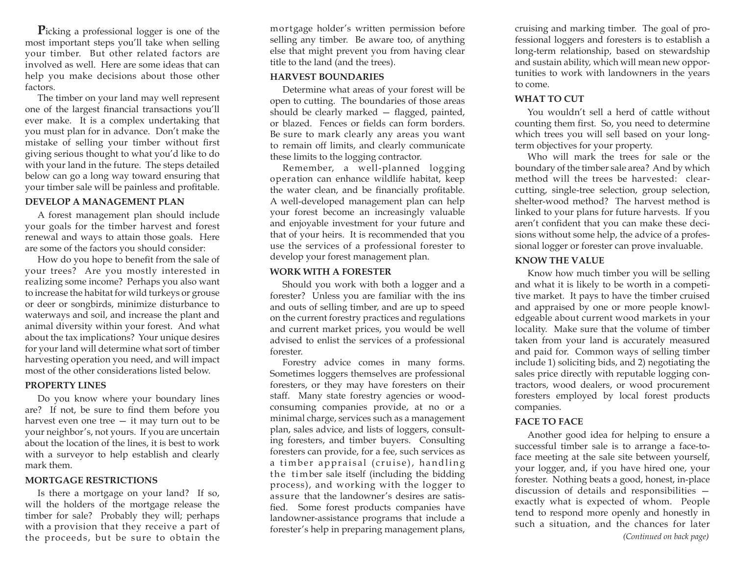**P**icking a professional logger is one of the most important steps you'll take when selling your timber. But other related factors are involved as well. Here are some ideas that can help you make decisions about those other factors.

The timber on your land may well represent one of the largest financial transactions you'll ever make. It is a complex undertaking that you must plan for in advance. Don't make the mistake of selling your timber without first giving serious thought to what you'd like to do with your land in the future. The steps detailed below can go a long way toward ensuring that your timber sale will be painless and profitable.

### DEVELOP A MANAGEMENT PLAN

A forest management plan should include your goals for the timber harvest and forest renewal and ways to attain those goals. Here are some of the factors you should consider:

How do you hope to benefit from the sale of your trees? Are you mostly interested in realizing some income? Perhaps you also want to increase the habitat for wild turkeys or grouse or deer or songbirds, minimize disturbance to waterways and soil, and increase the plant and animal diversity within your forest. And what about the tax implications? Your unique desires for your land will determine what sort of timber harvesting operation you need, and will impact most of the other considerations listed below.

### PROPERTY LINES

Do you know where your boundary lines are? If not, be sure to find them before you harvest even one tree — it may turn out to be your neighbor's, not yours. If you are uncertain about the location of the lines, it is best to work with a surveyor to help establish and clearly mark them.

### MORTGAGE RESTRICTIONS

Is there a mortgage on your land? If so, will the holders of the mortgage release the timber for sale? Probably they will; perhaps with a provision that they receive a part of the proceeds, but be sure to obtain the mortgage holder's written permission before selling any timber. Be aware too, of anything else that might prevent you from having clear title to the land (and the trees).

### HARVEST BOUNDARIES

Determine what areas of your forest will be open to cutting. The boundaries of those areas should be clearly marked — flagged, painted, or blazed. Fences or fields can form borders. Be sure to mark clearly any areas you want to remain off limits, and clearly communicate these limits to the logging contractor.

Remember, a well-planned logging operation can enhance wildlife habitat, keep the water clean, and be financially profitable. A well-developed management plan can help your forest become an increasingly valuable and enjoyable investment for your future and that of your heirs. It is recommended that you use the services of a professional forester to develop your forest management plan.

### WORK WITH A FORESTER

Should you work with both a logger and a forester? Unless you are familiar with the ins and outs of selling timber, and are up to speed on the current forestry practices and regulations and current market prices, you would be well advised to enlist the services of a professional forester.

Forestry advice comes in many forms. Sometimes loggers themselves are professional foresters, or they may have foresters on their staff. Many state forestry agencies or wood-consuming companies provide, at no or a minimal charge, services such as a management plan, sales advice, and lists of loggers, consulting foresters, and timber buyers. Consulting foresters can provide, for a fee, such services as a timber appraisal (cruise), handling the timber sale itself (including the bidding process), and working with the logger to assure that the landowner's desires are satisfied. Some forest products companies have landowner-assistance programs that include a forester's help in preparing management plans, cruising and marking timber. The goal of professional loggers and foresters is to establish a long-term relationship, based on stewardship and sustain ability, which will mean new opportunities to work with landowners in the years to come.

### WHAT TO CUT

You wouldn't sell a herd of cattle without counting them first. So, you need to determine which trees you will sell based on your long-term objectives for your property.

Who will mark the trees for sale or the boundary of the timber sale area? And by which method will the trees be harvested: clear-cutting, single-tree selection, group selection, shelter-wood method? The harvest method is linked to your plans for future harvests. If you aren't confident that you can make these decisions without some help, the advice of a professional logger or forester can prove invaluable.

### KNOW THE VALUE

Know how much timber you will be selling and what it is likely to be worth in a competitive market. It pays to have the timber cruised and appraised by one or more people knowledgeable about current wood markets in your locality. Make sure that the volume of timber taken from your land is accurately measured and paid for. Common ways of selling timber include 1) soliciting bids, and 2) negotiating the sales price directly with reputable logging contractors, wood dealers, or wood procurement foresters employed by local forest products companies.

### FACE TO FACE

Another good idea for helping to ensure a successful timber sale is to arrange a face-to-face meeting at the sale site between yourself, your logger, and, if you have hired one, your forester. Nothing beats a good, honest, in-place discussion of details and responsibilities — exactly what is expected of whom. People tend to respond more openly and honestly in such a situation, and the chances for later

*(Continued on back page)*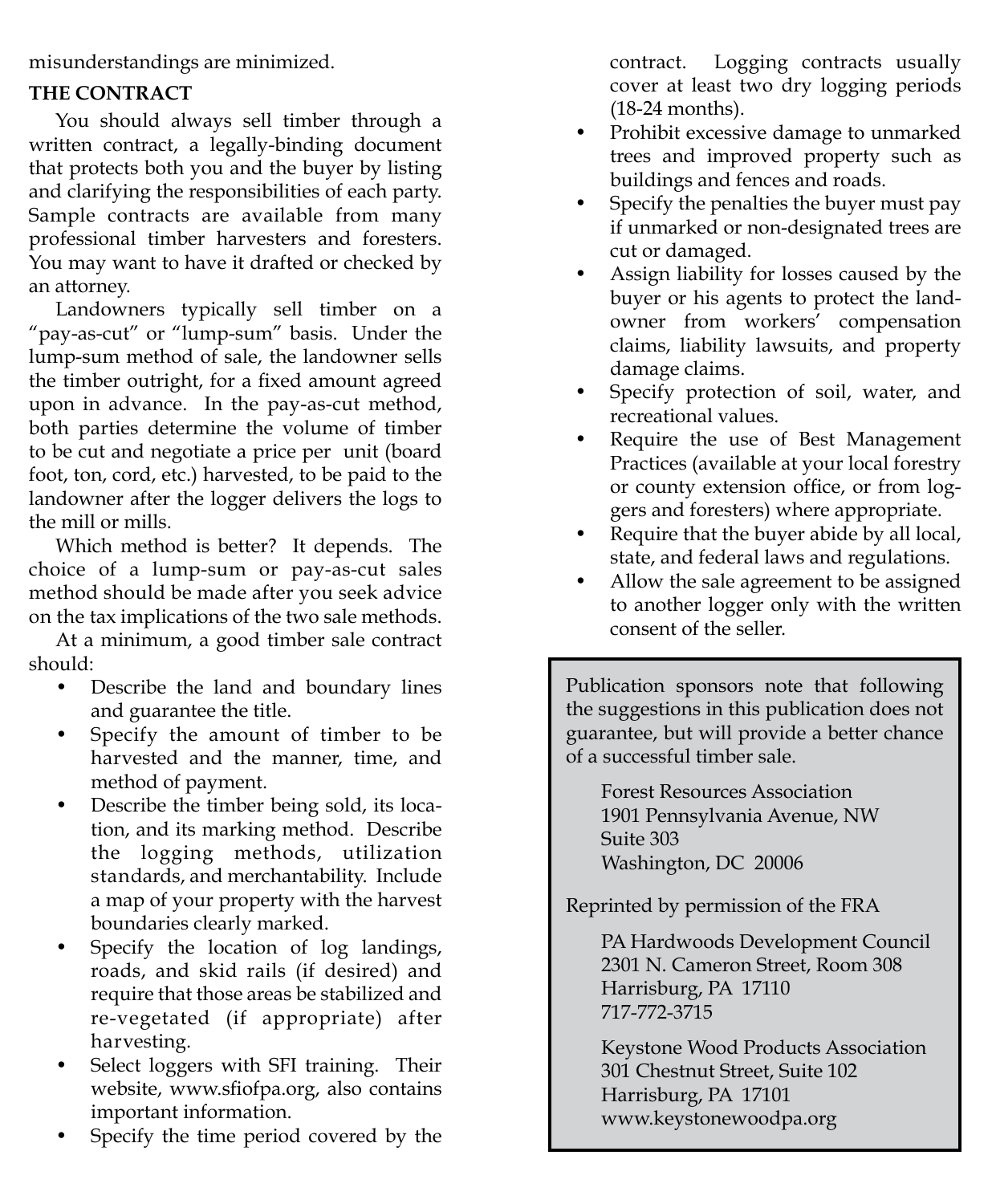misunderstandings are minimized.

## THE CONTRACT

You should always sell timber through a written contract, a legally-binding document that protects both you and the buyer by listing and clarifying the responsibilities of each party. Sample contracts are available from many professional timber harvesters and foresters. You may want to have it drafted or checked by an attorney.

Landowners typically sell timber on a "pay-as-cut" or "lump-sum" basis. Under the lump-sum method of sale, the landowner sells the timber outright, for a fixed amount agreed upon in advance. In the pay-as-cut method, both parties determine the volume of timber to be cut and negotiate a price per unit (board foot, ton, cord, etc.) harvested, to be paid to the landowner after the logger delivers the logs to the mill or mills.

Which method is better? It depends. The choice of a lump-sum or pay-as-cut sales method should be made after you seek advice on the tax implications of the two sale methods.

At a minimum, a good timber sale contract should:

- Describe the land and boundary lines and guarantee the title.
- Specify the amount of timber to be harvested and the manner, time, and method of payment.
- Describe the timber being sold, its location, and its marking method. Describe the logging methods, utilization standards, and merchantability. Include a map of your property with the harvest boundaries clearly marked.
- Specify the location of log landings, roads, and skid rails (if desired) and require that those areas be stabilized and re-vegetated (if appropriate) after harvesting.
- Select loggers with SFI training. Their website, www.sfiofpa.org, also contains important information.
- Specify the time period covered by the contract. Logging contracts usually cover at least two dry logging periods (18-24 months).
- Prohibit excessive damage to unmarked trees and improved property such as buildings and fences and roads.
- Specify the penalties the buyer must pay if unmarked or non-designated trees are cut or damaged.
- Assign liability for losses caused by the buyer or his agents to protect the landowner from workers' compensation claims, liability lawsuits, and property damage claims.
- Specify protection of soil, water, and recreational values.
- Require the use of Best Management Practices (available at your local forestry or county extension office, or from loggers and foresters) where appropriate.
- Require that the buyer abide by all local, state, and federal laws and regulations.
- Allow the sale agreement to be assigned to another logger only with the written consent of the seller.

---

Publication sponsors note that following the suggestions in this publication does not guarantee, but will provide a better chance of a successful timber sale.

Forest Resources Association
1901 Pennsylvania Avenue, NW
Suite 303
Washington, DC 20006

Reprinted by permission of the FRA

PA Hardwoods Development Council
2301 N. Cameron Street, Room 308
Harrisburg, PA 17110
717-772-3715

Keystone Wood Products Association
301 Chestnut Street, Suite 102
Harrisburg, PA 17101
www.keystonewoodpa.org